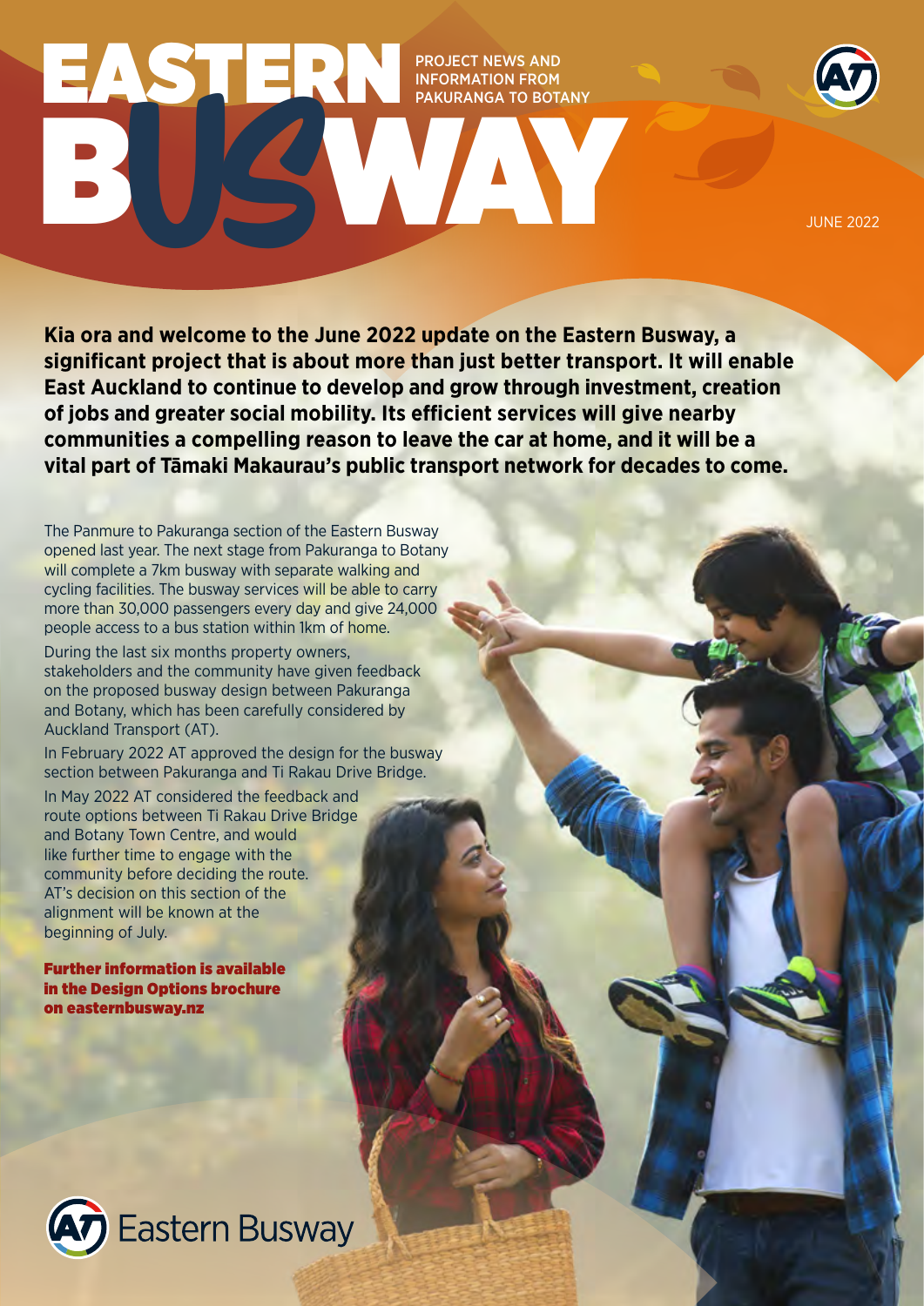# EASTERN BUSWAY

PROJECT NEWS AND INFORMATION FROM PAKURANGA TO BOTANY

JUNE 2022

**Kia ora and welcome to the June 2022 update on the Eastern Busway, a significant project that is about more than just better transport. It will enable East Auckland to continue to develop and grow through investment, creation of jobs and greater social mobility. Its efficient services will give nearby communities a compelling reason to leave the car at home, and it will be a vital part of Tāmaki Makaurau's public transport network for decades to come.**

The Panmure to Pakuranga section of the Eastern Busway opened last year. The next stage from Pakuranga to Botany will complete a 7km busway with separate walking and cycling facilities. The busway services will be able to carry more than 30,000 passengers every day and give 24,000 people access to a bus station within 1km of home.

During the last six months property owners, stakeholders and the community have given feedback on the proposed busway design between Pakuranga and Botany, which has been carefully considered by Auckland Transport (AT).

In February 2022 AT approved the design for the busway section between Pakuranga and Ti Rakau Drive Bridge.

In May 2022 AT considered the feedback and route options between Ti Rakau Drive Bridge and Botany Town Centre, and would like further time to engage with the community before deciding the route. AT's decision on this section of the alignment will be known at the beginning of July.

**Further information is available in the Design Options brochure on easternbusway.nz**

Eastern Busway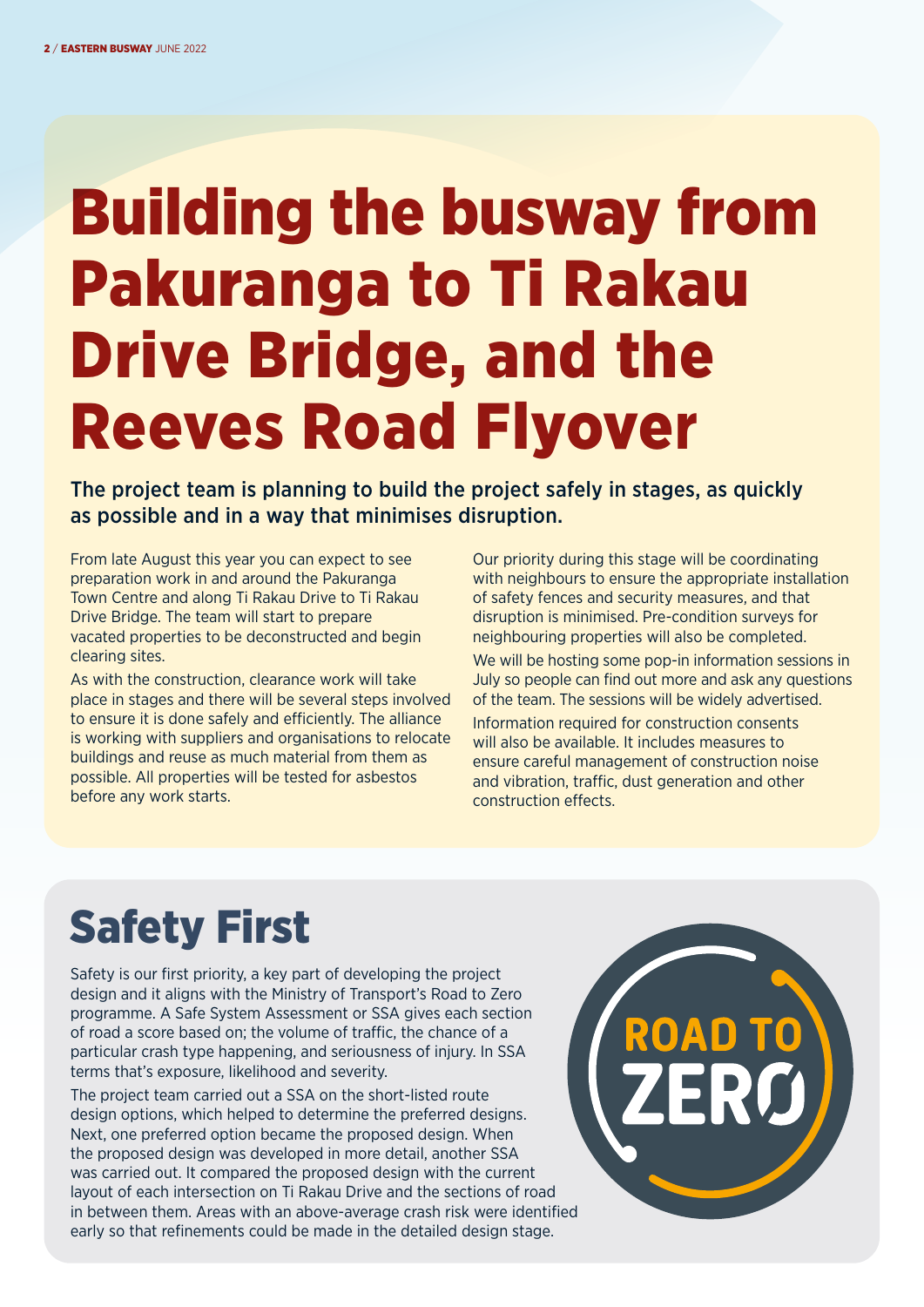# Building the busway from Pakuranga to Ti Rakau Drive Bridge, and the Reeves Road Flyover

**The project team is planning to build the project safely in stages, as quickly as possible and in a way that minimises disruption.**

From late August this year you can expect to see preparation work in and around the Pakuranga Town Centre and along Ti Rakau Drive to Ti Rakau Drive Bridge. The team will start to prepare vacated properties to be deconstructed and begin clearing sites.

As with the construction, clearance work will take place in stages and there will be several steps involved to ensure it is done safely and efficiently. The alliance is working with suppliers and organisations to relocate buildings and reuse as much material from them as possible. All properties will be tested for asbestos before any work starts.

Our priority during this stage will be coordinating with neighbours to ensure the appropriate installation of safety fences and security measures, and that disruption is minimised. Pre-condition surveys for neighbouring properties will also be completed.

We will be hosting some pop-in information sessions in July so people can find out more and ask any questions of the team. The sessions will be widely advertised.

Information required for construction consents will also be available. It includes measures to ensure careful management of construction noise and vibration, traffic, dust generation and other construction effects.

## Safety First

Safety is our first priority, a key part of developing the project design and it aligns with the Ministry of Transport's Road to Zero programme. A Safe System Assessment or SSA gives each section of road a score based on; the volume of traffic, the chance of a particular crash type happening, and seriousness of injury. In SSA terms that's exposure, likelihood and severity.

The project team carried out a SSA on the short-listed route design options, which helped to determine the preferred designs. Next, one preferred option became the proposed design. When the proposed design was developed in more detail, another SSA was carried out. It compared the proposed design with the current layout of each intersection on Ti Rakau Drive and the sections of road in between them. Areas with an above-average crash risk were identified early so that refinements could be made in the detailed design stage.

ROAD TO ZERO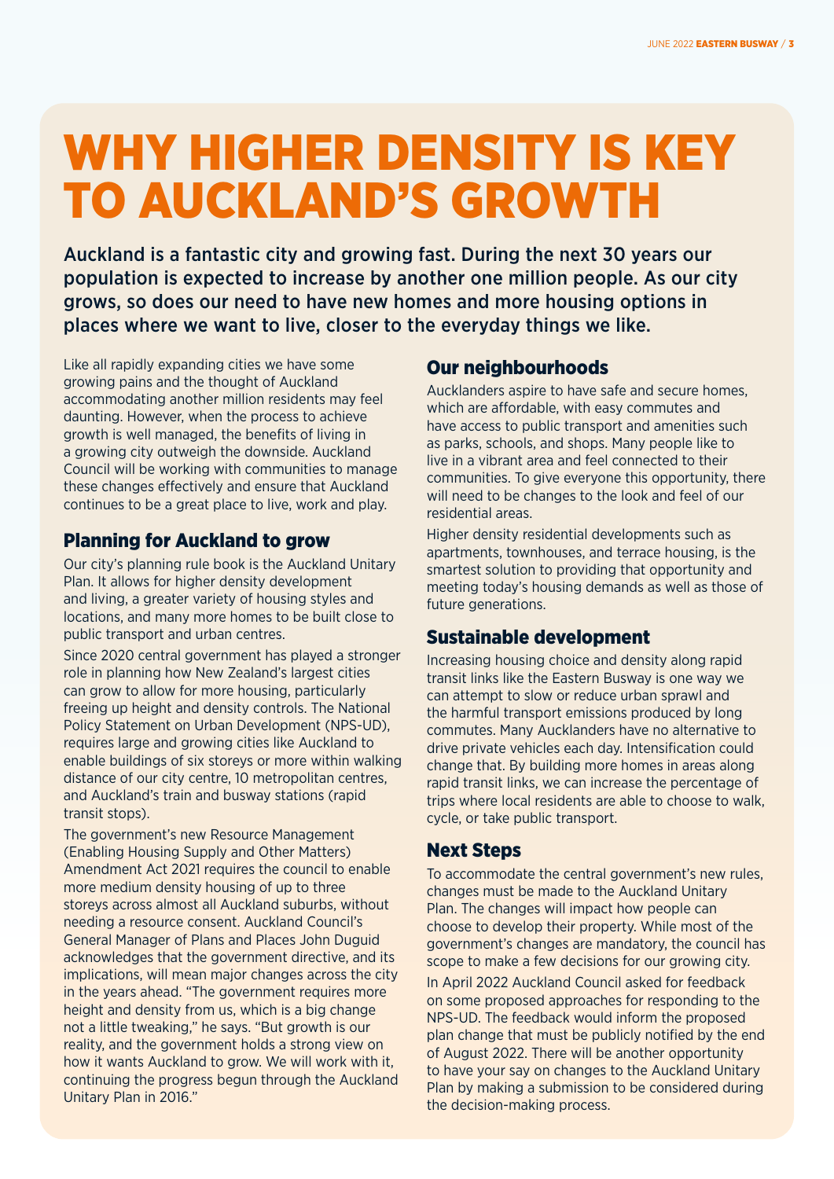# WHY HIGHER DENSITY IS KEY TO AUCKLAND'S GROWTH

**Auckland is a fantastic city and growing fast. During the next 30 years our population is expected to increase by another one million people. As our city grows, so does our need to have new homes and more housing options in places where we want to live, closer to the everyday things we like.**

Like all rapidly expanding cities we have some growing pains and the thought of Auckland accommodating another million residents may feel daunting. However, when the process to achieve growth is well managed, the benefits of living in a growing city outweigh the downside. Auckland Council will be working with communities to manage these changes effectively and ensure that Auckland continues to be a great place to live, work and play.

## Planning for Auckland to grow

Our city's planning rule book is the Auckland Unitary Plan. It allows for higher density development and living, a greater variety of housing styles and locations, and many more homes to be built close to public transport and urban centres.

Since 2020 central government has played a stronger role in planning how New Zealand's largest cities can grow to allow for more housing, particularly freeing up height and density controls. The National Policy Statement on Urban Development (NPS-UD), requires large and growing cities like Auckland to enable buildings of six storeys or more within walking distance of our city centre, 10 metropolitan centres, and Auckland's train and busway stations (rapid transit stops).

The government's new Resource Management (Enabling Housing Supply and Other Matters) Amendment Act 2021 requires the council to enable more medium density housing of up to three storeys across almost all Auckland suburbs, without needing a resource consent. Auckland Council's General Manager of Plans and Places John Duguid acknowledges that the government directive, and its implications, will mean major changes across the city in the years ahead. "The government requires more height and density from us, which is a big change not a little tweaking," he says. "But growth is our reality, and the government holds a strong view on how it wants Auckland to grow. We will work with it, continuing the progress begun through the Auckland Unitary Plan in 2016."

## Our neighbourhoods

Aucklanders aspire to have safe and secure homes, which are affordable, with easy commutes and have access to public transport and amenities such as parks, schools, and shops. Many people like to live in a vibrant area and feel connected to their communities. To give everyone this opportunity, there will need to be changes to the look and feel of our residential areas.

Higher density residential developments such as apartments, townhouses, and terrace housing, is the smartest solution to providing that opportunity and meeting today's housing demands as well as those of future generations.

## Sustainable development

Increasing housing choice and density along rapid transit links like the Eastern Busway is one way we can attempt to slow or reduce urban sprawl and the harmful transport emissions produced by long commutes. Many Aucklanders have no alternative to drive private vehicles each day. Intensification could change that. By building more homes in areas along rapid transit links, we can increase the percentage of trips where local residents are able to choose to walk, cycle, or take public transport.

## Next Steps

To accommodate the central government's new rules, changes must be made to the Auckland Unitary Plan. The changes will impact how people can choose to develop their property. While most of the government's changes are mandatory, the council has scope to make a few decisions for our growing city.

In April 2022 Auckland Council asked for feedback on some proposed approaches for responding to the NPS-UD. The feedback would inform the proposed plan change that must be publicly notified by the end of August 2022. There will be another opportunity to have your say on changes to the Auckland Unitary Plan by making a submission to be considered during the decision-making process.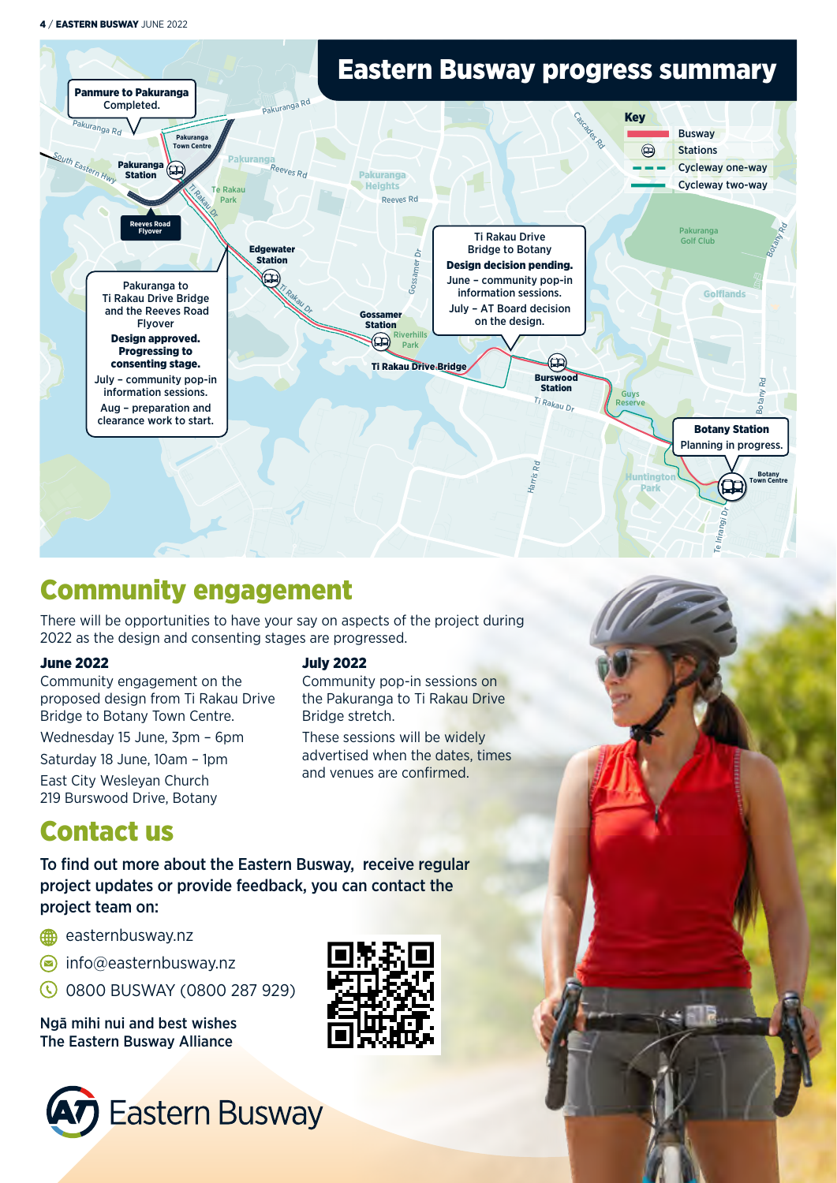## Eastern Busway progress summary

Key
- Busway
- Stations
- Cycleway one-way
- Cycleway two-way

**Panmure to Pakuranga**
Completed.

Pakuranga to Ti Rakau Drive Bridge and the Reeves Road Flyover
**Design approved. Progressing to consenting stage.**
July – community pop-in information sessions.
Aug – preparation and clearance work to start.

Ti Rakau Drive Bridge to Botany
**Design decision pending.**
June – community pop-in information sessions.
July – AT Board decision on the design.

**Botany Station**
Planning in progress.

Pakuranga Station
Pakuranga Town Centre
Reeves Road Flyover
Edgewater Station
Gossamer Station
Ti Rakau Drive Bridge
Burswood Station
Botany Town Centre
Pakuranga Rd
South Eastern Hwy
Ti Rakau Dr
Reeves Rd
Pakuranga
Pakuranga Heights
Te Rakau Park
Riverhills Park
Gossamer Dr
Cascades Rd
Pakuranga Golf Club
Golflands
Botany Rd
Guys Reserve
Huntington Park
Harris Rd
Te Irirangi Dr

## Community engagement

There will be opportunities to have your say on aspects of the project during 2022 as the design and consenting stages are progressed.

**June 2022**

Community engagement on the proposed design from Ti Rakau Drive Bridge to Botany Town Centre.

Wednesday 15 June, 3pm – 6pm

Saturday 18 June, 10am – 1pm

East City Wesleyan Church
219 Burswood Drive, Botany

**July 2022**

Community pop-in sessions on the Pakuranga to Ti Rakau Drive Bridge stretch.

These sessions will be widely advertised when the dates, times and venues are confirmed.

## Contact us

**To find out more about the Eastern Busway, receive regular project updates or provide feedback, you can contact the project team on:**

- easternbusway.nz
- info@easternbusway.nz
- 0800 BUSWAY (0800 287 929)

**Ngā mihi nui and best wishes**
**The Eastern Busway Alliance**

Eastern Busway